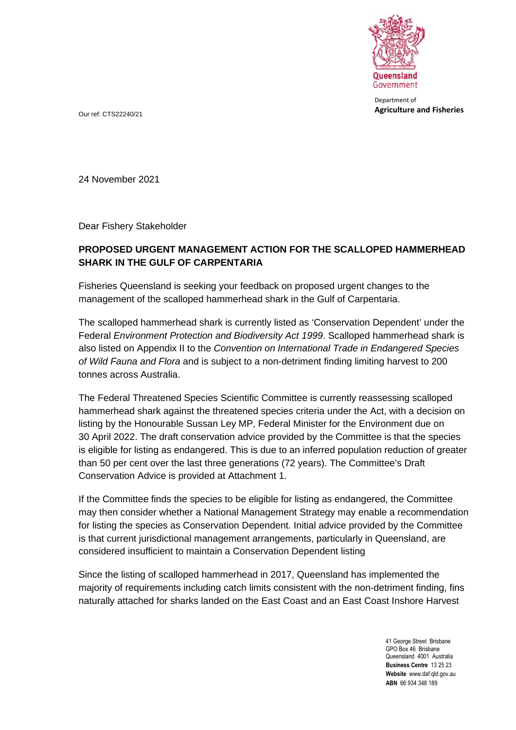Queensland Government

Department of
**Agriculture and Fisheries**

Our ref: CTS22240/21

24 November 2021

Dear Fishery Stakeholder

**PROPOSED URGENT MANAGEMENT ACTION FOR THE SCALLOPED HAMMERHEAD SHARK IN THE GULF OF CARPENTARIA**

Fisheries Queensland is seeking your feedback on proposed urgent changes to the management of the scalloped hammerhead shark in the Gulf of Carpentaria.

The scalloped hammerhead shark is currently listed as 'Conservation Dependent' under the Federal *Environment Protection and Biodiversity Act 1999*. Scalloped hammerhead shark is also listed on Appendix II to the *Convention on International Trade in Endangered Species of Wild Fauna and Flora* and is subject to a non-detriment finding limiting harvest to 200 tonnes across Australia.

The Federal Threatened Species Scientific Committee is currently reassessing scalloped hammerhead shark against the threatened species criteria under the Act, with a decision on listing by the Honourable Sussan Ley MP, Federal Minister for the Environment due on 30 April 2022. The draft conservation advice provided by the Committee is that the species is eligible for listing as endangered. This is due to an inferred population reduction of greater than 50 per cent over the last three generations (72 years). The Committee's Draft Conservation Advice is provided at Attachment 1.

If the Committee finds the species to be eligible for listing as endangered, the Committee may then consider whether a National Management Strategy may enable a recommendation for listing the species as Conservation Dependent. Initial advice provided by the Committee is that current jurisdictional management arrangements, particularly in Queensland, are considered insufficient to maintain a Conservation Dependent listing

Since the listing of scalloped hammerhead in 2017, Queensland has implemented the majority of requirements including catch limits consistent with the non-detriment finding, fins naturally attached for sharks landed on the East Coast and an East Coast Inshore Harvest

41 George Street Brisbane
GPO Box 46 Brisbane
Queensland 4001 Australia
**Business Centre** 13 25 23
**Website** www.daf.qld.gov.au
**ABN** 66 934 348 189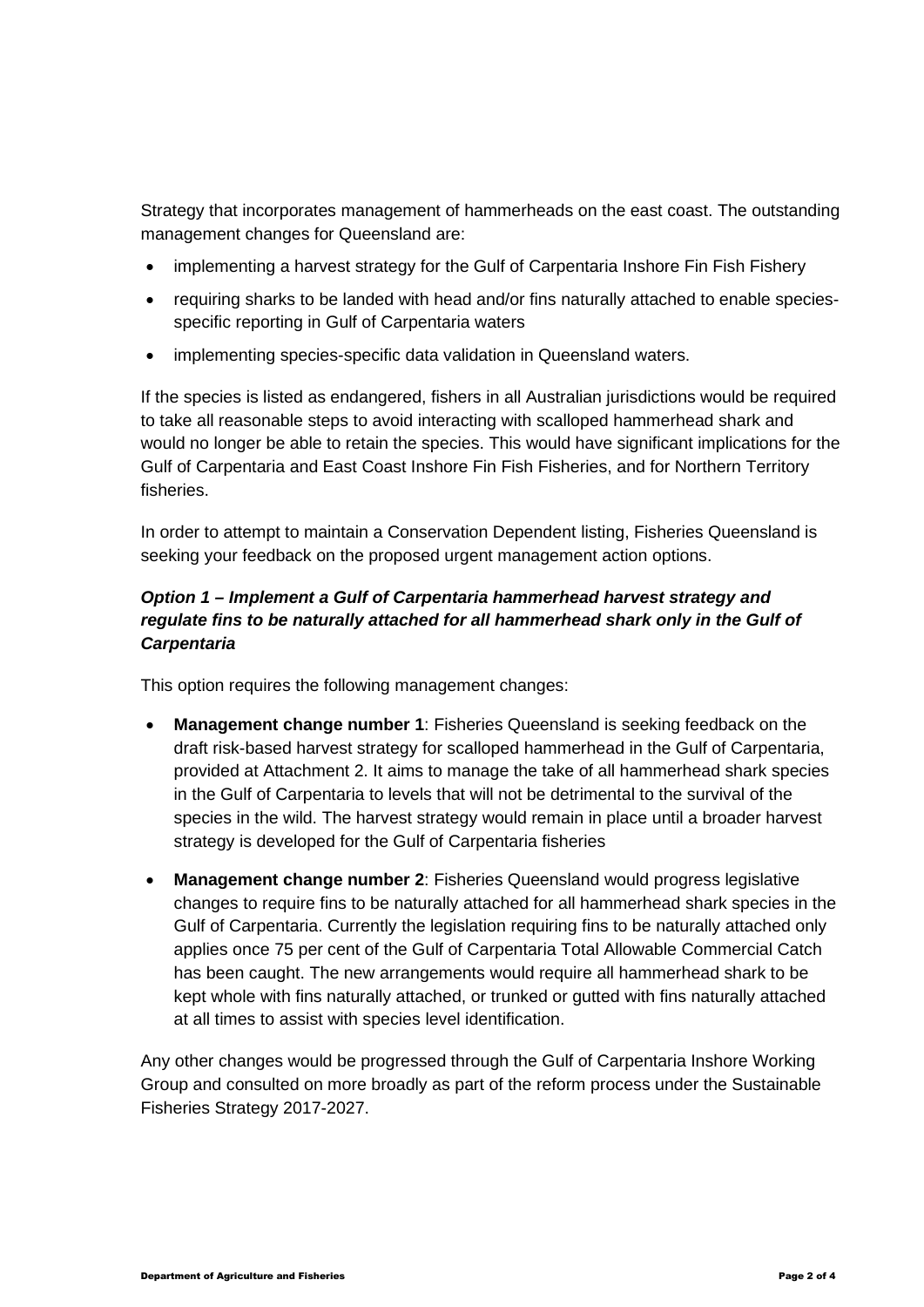Strategy that incorporates management of hammerheads on the east coast. The outstanding management changes for Queensland are:

- implementing a harvest strategy for the Gulf of Carpentaria Inshore Fin Fish Fishery
- requiring sharks to be landed with head and/or fins naturally attached to enable species-specific reporting in Gulf of Carpentaria waters
- implementing species-specific data validation in Queensland waters.

If the species is listed as endangered, fishers in all Australian jurisdictions would be required to take all reasonable steps to avoid interacting with scalloped hammerhead shark and would no longer be able to retain the species. This would have significant implications for the Gulf of Carpentaria and East Coast Inshore Fin Fish Fisheries, and for Northern Territory fisheries.

In order to attempt to maintain a Conservation Dependent listing, Fisheries Queensland is seeking your feedback on the proposed urgent management action options.

***Option 1 – Implement a Gulf of Carpentaria hammerhead harvest strategy and regulate fins to be naturally attached for all hammerhead shark only in the Gulf of Carpentaria***

This option requires the following management changes:

- **Management change number 1**: Fisheries Queensland is seeking feedback on the draft risk-based harvest strategy for scalloped hammerhead in the Gulf of Carpentaria, provided at Attachment 2. It aims to manage the take of all hammerhead shark species in the Gulf of Carpentaria to levels that will not be detrimental to the survival of the species in the wild. The harvest strategy would remain in place until a broader harvest strategy is developed for the Gulf of Carpentaria fisheries
- **Management change number 2**: Fisheries Queensland would progress legislative changes to require fins to be naturally attached for all hammerhead shark species in the Gulf of Carpentaria. Currently the legislation requiring fins to be naturally attached only applies once 75 per cent of the Gulf of Carpentaria Total Allowable Commercial Catch has been caught. The new arrangements would require all hammerhead shark to be kept whole with fins naturally attached, or trunked or gutted with fins naturally attached at all times to assist with species level identification.

Any other changes would be progressed through the Gulf of Carpentaria Inshore Working Group and consulted on more broadly as part of the reform process under the Sustainable Fisheries Strategy 2017-2027.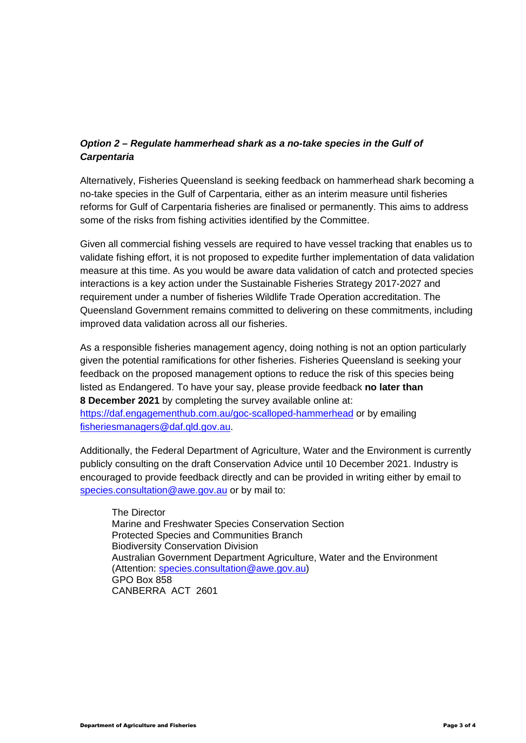### *Option 2 – Regulate hammerhead shark as a no-take species in the Gulf of Carpentaria*

Alternatively, Fisheries Queensland is seeking feedback on hammerhead shark becoming a no-take species in the Gulf of Carpentaria, either as an interim measure until fisheries reforms for Gulf of Carpentaria fisheries are finalised or permanently. This aims to address some of the risks from fishing activities identified by the Committee.

Given all commercial fishing vessels are required to have vessel tracking that enables us to validate fishing effort, it is not proposed to expedite further implementation of data validation measure at this time. As you would be aware data validation of catch and protected species interactions is a key action under the Sustainable Fisheries Strategy 2017-2027 and requirement under a number of fisheries Wildlife Trade Operation accreditation. The Queensland Government remains committed to delivering on these commitments, including improved data validation across all our fisheries.

As a responsible fisheries management agency, doing nothing is not an option particularly given the potential ramifications for other fisheries. Fisheries Queensland is seeking your feedback on the proposed management options to reduce the risk of this species being listed as Endangered. To have your say, please provide feedback **no later than 8 December 2021** by completing the survey available online at: https://daf.engagementhub.com.au/goc-scalloped-hammerhead or by emailing fisheriesmanagers@daf.qld.gov.au.

Additionally, the Federal Department of Agriculture, Water and the Environment is currently publicly consulting on the draft Conservation Advice until 10 December 2021. Industry is encouraged to provide feedback directly and can be provided in writing either by email to species.consultation@awe.gov.au or by mail to:

The Director  
Marine and Freshwater Species Conservation Section  
Protected Species and Communities Branch  
Biodiversity Conservation Division  
Australian Government Department Agriculture, Water and the Environment  
(Attention: species.consultation@awe.gov.au)  
GPO Box 858  
CANBERRA ACT 2601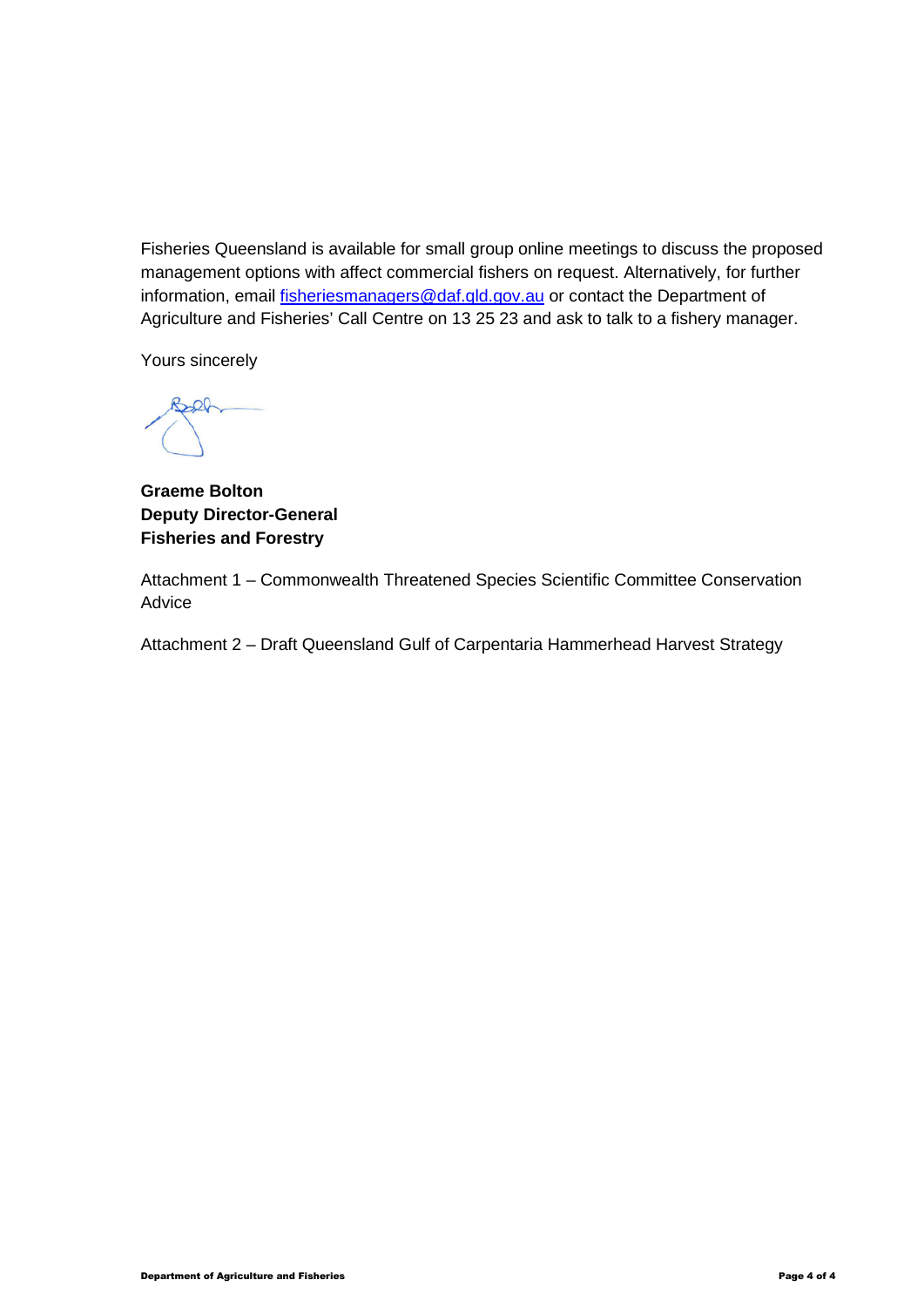Fisheries Queensland is available for small group online meetings to discuss the proposed management options with affect commercial fishers on request. Alternatively, for further information, email [fisheriesmanagers@daf.qld.gov.au](mailto:fisheriesmanagers@daf.qld.gov.au) or contact the Department of Agriculture and Fisheries' Call Centre on 13 25 23 and ask to talk to a fishery manager.

Yours sincerely

**Graeme Bolton**
**Deputy Director-General**
**Fisheries and Forestry**

Attachment 1 – Commonwealth Threatened Species Scientific Committee Conservation Advice

Attachment 2 – Draft Queensland Gulf of Carpentaria Hammerhead Harvest Strategy